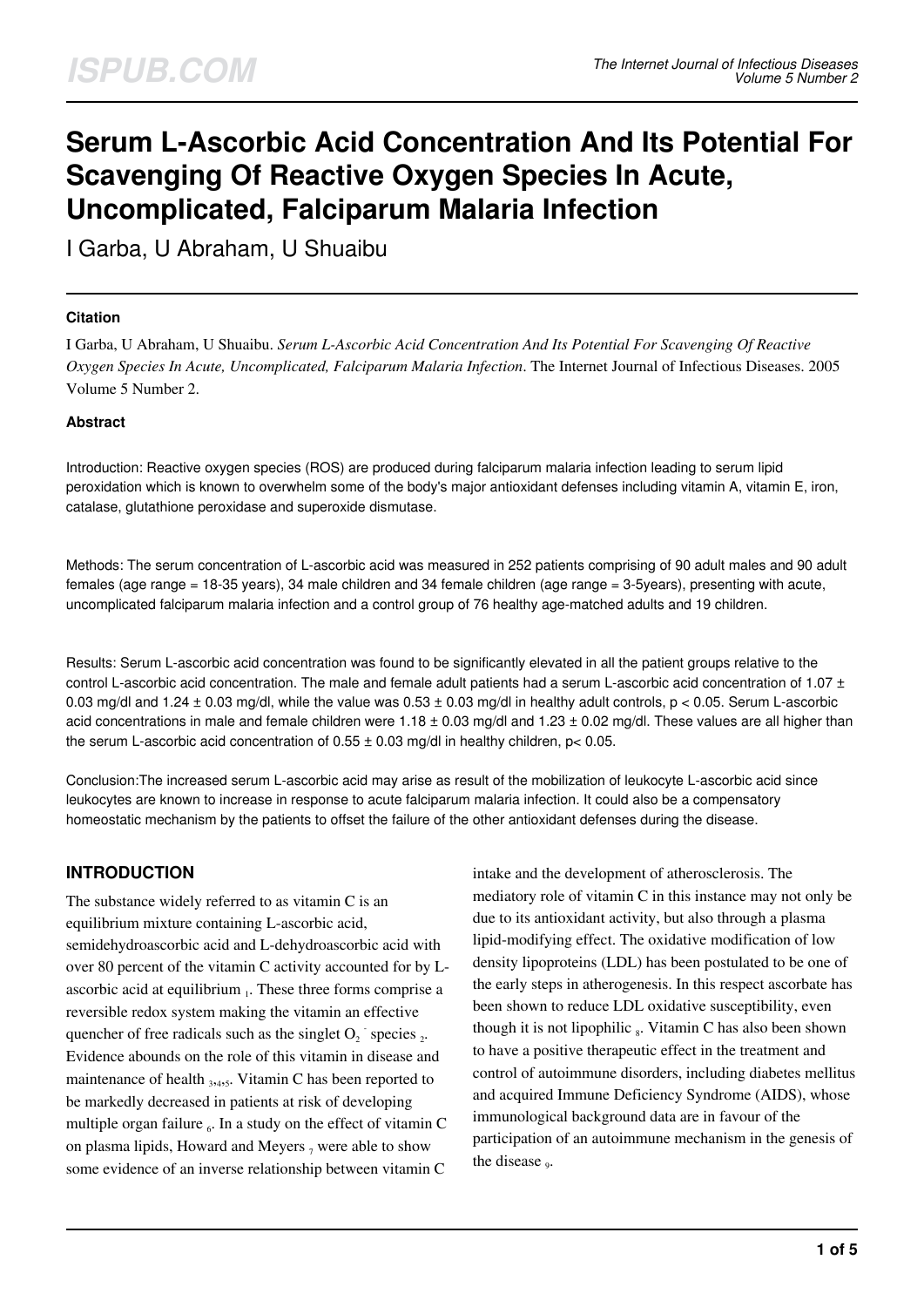# Serum L-Ascorbic Acid Concentration And Its Potential For Scavenging Of Reactive Oxygen Species In Acute, Uncomplicated, Falciparum Malaria Infection

I Garba, U Abraham, U Shuaibu

#### Citation

I Garba, U Abraham, U Shuaibu. *Serum L-Ascorbic Acid Concentration And Its Potential For Scavenging Of Reactive Oxygen Species In Acute, Uncomplicated, Falciparum Malaria Infection*. The Internet Journal of Infectious Diseases. 2005 Volume 5 Number 2.

#### Abstract

Introduction: Reactive oxygen species (ROS) are produced during falciparum malaria infection leading to serum lipid peroxidation which is known to overwhelm some of the body's major antioxidant defenses including vitamin A, vitamin E, iron, catalase, glutathione peroxidase and superoxide dismutase.

Methods: The serum concentration of L-ascorbic acid was measured in 252 patients comprising of 90 adult males and 90 adult females (age range = 18-35 years), 34 male children and 34 female children (age range = 3-5years), presenting with acute, uncomplicated falciparum malaria infection and a control group of 76 healthy age-matched adults and 19 children.

Results: Serum L-ascorbic acid concentration was found to be significantly elevated in all the patient groups relative to the control L-ascorbic acid concentration. The male and female adult patients had a serum L-ascorbic acid concentration of 1.07 ± 0.03 mg/dl and 1.24 ± 0.03 mg/dl, while the value was 0.53 ± 0.03 mg/dl in healthy adult controls, $p < 0.05$. Serum L-ascorbic acid concentrations in male and female children were 1.18 ± 0.03 mg/dl and 1.23 ± 0.02 mg/dl. These values are all higher than the serum L-ascorbic acid concentration of 0.55 ± 0.03 mg/dl in healthy children, $p < 0.05$.

Conclusion:The increased serum L-ascorbic acid may arise as result of the mobilization of leukocyte L-ascorbic acid since leukocytes are known to increase in response to acute falciparum malaria infection. It could also be a compensatory homeostatic mechanism by the patients to offset the failure of the other antioxidant defenses during the disease.

## INTRODUCTION

The substance widely referred to as vitamin C is an equilibrium mixture containing L-ascorbic acid, semidehydroascorbic acid and L-dehydroascorbic acid with over 80 percent of the vitamin C activity accounted for by L-ascorbic acid at equilibrium [1]. These three forms comprise a reversible redox system making the vitamin an effective quencher of free radicals such as the singlet $O_2^-$ species [2]. Evidence abounds on the role of this vitamin in disease and maintenance of health [3,4,5]. Vitamin C has been reported to be markedly decreased in patients at risk of developing multiple organ failure [6]. In a study on the effect of vitamin C on plasma lipids, Howard and Meyers [7] were able to show some evidence of an inverse relationship between vitamin C intake and the development of atherosclerosis. The mediatory role of vitamin C in this instance may not only be due to its antioxidant activity, but also through a plasma lipid-modifying effect. The oxidative modification of low density lipoproteins (LDL) has been postulated to be one of the early steps in atherogenesis. In this respect ascorbate has been shown to reduce LDL oxidative susceptibility, even though it is not lipophilic [8]. Vitamin C has also been shown to have a positive therapeutic effect in the treatment and control of autoimmune disorders, including diabetes mellitus and acquired Immune Deficiency Syndrome (AIDS), whose immunological background data are in favour of the participation of an autoimmune mechanism in the genesis of the disease [9].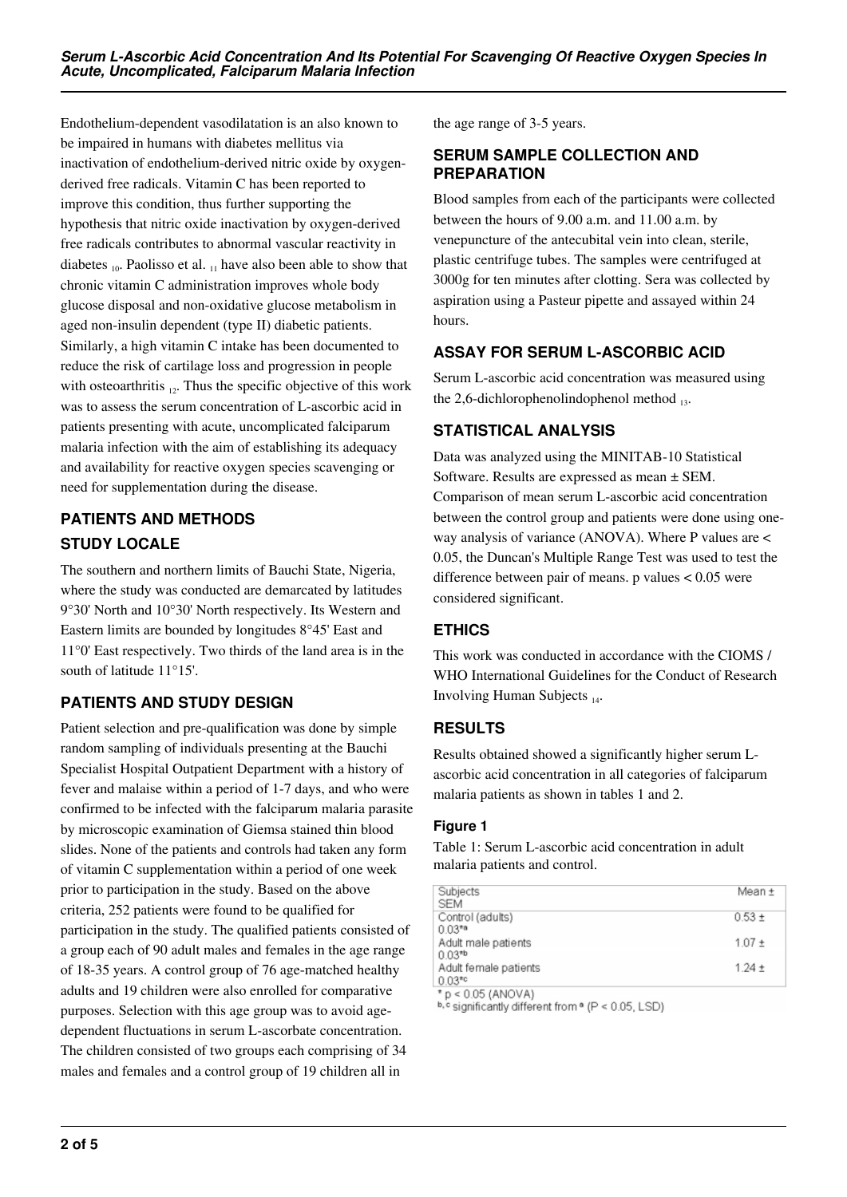Endothelium-dependent vasodilatation is an also known to be impaired in humans with diabetes mellitus via inactivation of endothelium-derived nitric oxide by oxygen-derived free radicals. Vitamin C has been reported to improve this condition, thus further supporting the hypothesis that nitric oxide inactivation by oxygen-derived free radicals contributes to abnormal vascular reactivity in diabetes [10]. Paolisso et al. [11] have also been able to show that chronic vitamin C administration improves whole body glucose disposal and non-oxidative glucose metabolism in aged non-insulin dependent (type II) diabetic patients. Similarly, a high vitamin C intake has been documented to reduce the risk of cartilage loss and progression in people with osteoarthritis [12]. Thus the specific objective of this work was to assess the serum concentration of L-ascorbic acid in patients presenting with acute, uncomplicated falciparum malaria infection with the aim of establishing its adequacy and availability for reactive oxygen species scavenging or need for supplementation during the disease.

## PATIENTS AND METHODS

### STUDY LOCALE

The southern and northern limits of Bauchi State, Nigeria, where the study was conducted are demarcated by latitudes 9°30' North and 10°30' North respectively. Its Western and Eastern limits are bounded by longitudes 8°45' East and 11°0' East respectively. Two thirds of the land area is in the south of latitude 11°15'.

### PATIENTS AND STUDY DESIGN

Patient selection and pre-qualification was done by simple random sampling of individuals presenting at the Bauchi Specialist Hospital Outpatient Department with a history of fever and malaise within a period of 1-7 days, and who were confirmed to be infected with the falciparum malaria parasite by microscopic examination of Giemsa stained thin blood slides. None of the patients and controls had taken any form of vitamin C supplementation within a period of one week prior to participation in the study. Based on the above criteria, 252 patients were found to be qualified for participation in the study. The qualified patients consisted of a group each of 90 adult males and females in the age range of 18-35 years. A control group of 76 age-matched healthy adults and 19 children were also enrolled for comparative purposes. Selection with this age group was to avoid age-dependent fluctuations in serum L-ascorbate concentration. The children consisted of two groups each comprising of 34 males and females and a control group of 19 children all in the age range of 3-5 years.

### SERUM SAMPLE COLLECTION AND PREPARATION

Blood samples from each of the participants were collected between the hours of 9.00 a.m. and 11.00 a.m. by venepuncture of the antecubital vein into clean, sterile, plastic centrifuge tubes. The samples were centrifuged at 3000g for ten minutes after clotting. Sera was collected by aspiration using a Pasteur pipette and assayed within 24 hours.

### ASSAY FOR SERUM L-ASCORBIC ACID

Serum L-ascorbic acid concentration was measured using the 2,6-dichlorophenolindophenol method [13].

### STATISTICAL ANALYSIS

Data was analyzed using the MINITAB-10 Statistical Software. Results are expressed as mean ± SEM. Comparison of mean serum L-ascorbic acid concentration between the control group and patients were done using one-way analysis of variance (ANOVA). Where P values are < 0.05, the Duncan's Multiple Range Test was used to test the difference between pair of means. p values < 0.05 were considered significant.

### ETHICS

This work was conducted in accordance with the CIOMS / WHO International Guidelines for the Conduct of Research Involving Human Subjects [14].

## RESULTS

Results obtained showed a significantly higher serum L-ascorbic acid concentration in all categories of falciparum malaria patients as shown in tables 1 and 2.

#### Figure 1

Table 1: Serum L-ascorbic acid concentration in adult malaria patients and control.

| Subjects | Mean ± SEM |
|---|---|
| Control (adults) | 0.53 ± 0.03*a |
| Adult male patients | 1.07 ± 0.03*b |
| Adult female patients | 1.24 ± 0.03*c |

* $p < 0.05$ (ANOVA)
b, c significantly different from a ($P < 0.05$, LSD)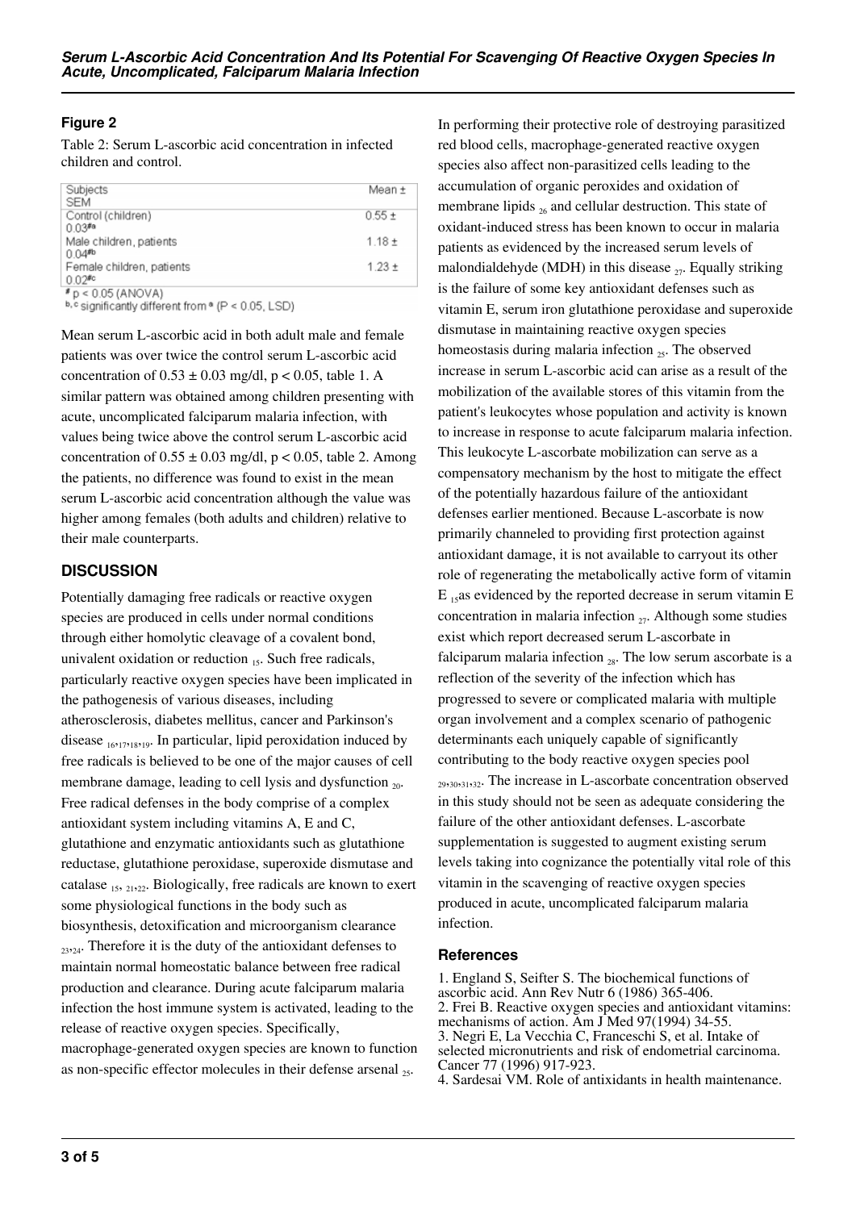### Figure 2

Table 2: Serum L-ascorbic acid concentration in infected children and control.

| Subjects | Mean ± SEM |
|---|---|
| Control (children) | 0.55 ± 0.03[#a] |
| Male children, patients | 1.18 ± 0.04[#b] |
| Female children, patients | 1.23 ± 0.02[#c] |

[#] $p < 0.05$ (ANOVA)
[b, c] significantly different from [a] ($P < 0.05$, LSD)

Mean serum L-ascorbic acid in both adult male and female patients was over twice the control serum L-ascorbic acid concentration of 0.53 ± 0.03 mg/dl, $p < 0.05$, table 1. A similar pattern was obtained among children presenting with acute, uncomplicated falciparum malaria infection, with values being twice above the control serum L-ascorbic acid concentration of 0.55 ± 0.03 mg/dl, $p < 0.05$, table 2. Among the patients, no difference was found to exist in the mean serum L-ascorbic acid concentration although the value was higher among females (both adults and children) relative to their male counterparts.

## DISCUSSION

Potentially damaging free radicals or reactive oxygen species are produced in cells under normal conditions through either homolytic cleavage of a covalent bond, univalent oxidation or reduction [15]. Such free radicals, particularly reactive oxygen species have been implicated in the pathogenesis of various diseases, including atherosclerosis, diabetes mellitus, cancer and Parkinson's disease [16,17,18,19]. In particular, lipid peroxidation induced by free radicals is believed to be one of the major causes of cell membrane damage, leading to cell lysis and dysfunction [20]. Free radical defenses in the body comprise of a complex antioxidant system including vitamins A, E and C, glutathione and enzymatic antioxidants such as glutathione reductase, glutathione peroxidase, superoxide dismutase and catalase [15, 21,22]. Biologically, free radicals are known to exert some physiological functions in the body such as biosynthesis, detoxification and microorganism clearance [23,24]. Therefore it is the duty of the antioxidant defenses to maintain normal homeostatic balance between free radical production and clearance. During acute falciparum malaria infection the host immune system is activated, leading to the release of reactive oxygen species. Specifically, macrophage-generated oxygen species are known to function as non-specific effector molecules in their defense arsenal [25].

In performing their protective role of destroying parasitized red blood cells, macrophage-generated reactive oxygen species also affect non-parasitized cells leading to the accumulation of organic peroxides and oxidation of membrane lipids [26] and cellular destruction. This state of oxidant-induced stress has been known to occur in malaria patients as evidenced by the increased serum levels of malondialdehyde (MDH) in this disease [27]. Equally striking is the failure of some key antioxidant defenses such as vitamin E, serum iron glutathione peroxidase and superoxide dismutase in maintaining reactive oxygen species homeostasis during malaria infection [25]. The observed increase in serum L-ascorbic acid can arise as a result of the mobilization of the available stores of this vitamin from the patient's leukocytes whose population and activity is known to increase in response to acute falciparum malaria infection. This leukocyte L-ascorbate mobilization can serve as a compensatory mechanism by the host to mitigate the effect of the potentially hazardous failure of the antioxidant defenses earlier mentioned. Because L-ascorbate is now primarily channeled to providing first protection against antioxidant damage, it is not available to carryout its other role of regenerating the metabolically active form of vitamin E [15]as evidenced by the reported decrease in serum vitamin E concentration in malaria infection [27]. Although some studies exist which report decreased serum L-ascorbate in falciparum malaria infection [28]. The low serum ascorbate is a reflection of the severity of the infection which has progressed to severe or complicated malaria with multiple organ involvement and a complex scenario of pathogenic determinants each uniquely capable of significantly contributing to the body reactive oxygen species pool [29,30,31,32]. The increase in L-ascorbate concentration observed in this study should not be seen as adequate considering the failure of the other antioxidant defenses. L-ascorbate supplementation is suggested to augment existing serum levels taking into cognizance the potentially vital role of this vitamin in the scavenging of reactive oxygen species produced in acute, uncomplicated falciparum malaria infection.

### References

1. England S, Seifter S. The biochemical functions of ascorbic acid. Ann Rev Nutr 6 (1986) 365-406.
2. Frei B. Reactive oxygen species and antioxidant vitamins: mechanisms of action. Am J Med 97(1994) 34-55.
3. Negri E, La Vecchia C, Franceschi S, et al. Intake of selected micronutrients and risk of endometrial carcinoma. Cancer 77 (1996) 917-923.
4. Sardesai VM. Role of antioxidants in health maintenance.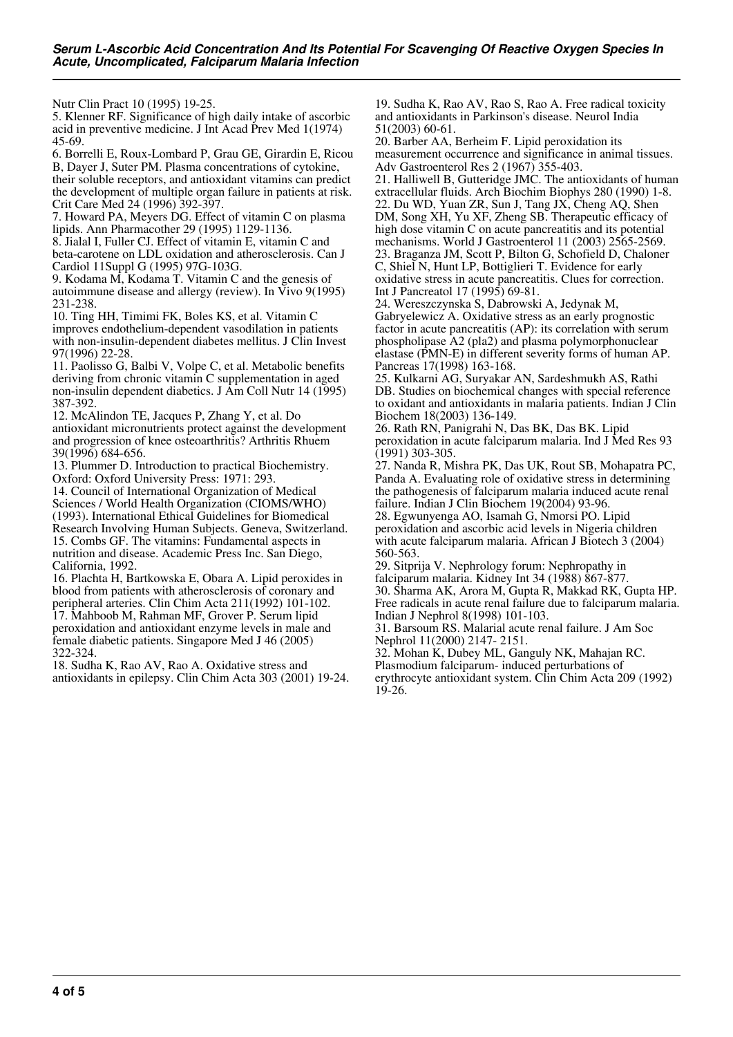Nutr Clin Pract 10 (1995) 19-25.

5. Klenner RF. Significance of high daily intake of ascorbic acid in preventive medicine. J Int Acad Prev Med 1(1974) 45-69.

6. Borrelli E, Roux-Lombard P, Grau GE, Girardin E, Ricou B, Dayer J, Suter PM. Plasma concentrations of cytokine, their soluble receptors, and antioxidant vitamins can predict the development of multiple organ failure in patients at risk. Crit Care Med 24 (1996) 392-397.

7. Howard PA, Meyers DG. Effect of vitamin C on plasma lipids. Ann Pharmacother 29 (1995) 1129-1136.

8. Jialal I, Fuller CJ. Effect of vitamin E, vitamin C and beta-carotene on LDL oxidation and atherosclerosis. Can J Cardiol 11Suppl G (1995) 97G-103G.

9. Kodama M, Kodama T. Vitamin C and the genesis of autoimmune disease and allergy (review). In Vivo 9(1995) 231-238.

10. Ting HH, Timimi FK, Boles KS, et al. Vitamin C improves endothelium-dependent vasodilation in patients with non-insulin-dependent diabetes mellitus. J Clin Invest 97(1996) 22-28.

11. Paolisso G, Balbi V, Volpe C, et al. Metabolic benefits deriving from chronic vitamin C supplementation in aged non-insulin dependent diabetics. J Am Coll Nutr 14 (1995) 387-392.

12. McAlindon TE, Jacques P, Zhang Y, et al. Do antioxidant micronutrients protect against the development and progression of knee osteoarthritis? Arthritis Rhuem 39(1996) 684-656.

13. Plummer D. Introduction to practical Biochemistry. Oxford: Oxford University Press: 1971: 293.

14. Council of International Organization of Medical Sciences / World Health Organization (CIOMS/WHO) (1993). International Ethical Guidelines for Biomedical Research Involving Human Subjects. Geneva, Switzerland.

15. Combs GF. The vitamins: Fundamental aspects in nutrition and disease. Academic Press Inc. San Diego, California, 1992.

16. Plachta H, Bartkowska E, Obara A. Lipid peroxides in blood from patients with atherosclerosis of coronary and peripheral arteries. Clin Chim Acta 211(1992) 101-102.

17. Mahboob M, Rahman MF, Grover P. Serum lipid peroxidation and antioxidant enzyme levels in male and female diabetic patients. Singapore Med J 46 (2005) 322-324.

18. Sudha K, Rao AV, Rao A. Oxidative stress and antioxidants in epilepsy. Clin Chim Acta 303 (2001) 19-24.

19. Sudha K, Rao AV, Rao S, Rao A. Free radical toxicity and antioxidants in Parkinson's disease. Neurol India 51(2003) 60-61.

20. Barber AA, Berheim F. Lipid peroxidation its measurement occurrence and significance in animal tissues. Adv Gastroenterol Res 2 (1967) 355-403.

21. Halliwell B, Gutteridge JMC. The antioxidants of human extracellular fluids. Arch Biochim Biophys 280 (1990) 1-8.

22. Du WD, Yuan ZR, Sun J, Tang JX, Cheng AQ, Shen DM, Song XH, Yu XF, Zheng SB. Therapeutic efficacy of high dose vitamin C on acute pancreatitis and its potential mechanisms. World J Gastroenterol 11 (2003) 2565-2569.

23. Braganza JM, Scott P, Bilton G, Schofield D, Chaloner C, Shiel N, Hunt LP, Bottiglieri T. Evidence for early oxidative stress in acute pancreatitis. Clues for correction. Int J Pancreatol 17 (1995) 69-81.

24. Wereszczynska S, Dabrowski A, Jedynak M, Gabryelewicz A. Oxidative stress as an early prognostic factor in acute pancreatitis (AP): its correlation with serum phospholipase A2 (pla2) and plasma polymorphonuclear elastase (PMN-E) in different severity forms of human AP. Pancreas 17(1998) 163-168.

25. Kulkarni AG, Suryakar AN, Sardeshmukh AS, Rathi DB. Studies on biochemical changes with special reference to oxidant and antioxidants in malaria patients. Indian J Clin Biochem 18(2003) 136-149.

26. Rath RN, Panigrahi N, Das BK, Das BK. Lipid peroxidation in acute falciparum malaria. Ind J Med Res 93 (1991) 303-305.

27. Nanda R, Mishra PK, Das UK, Rout SB, Mohapatra PC, Panda A. Evaluating role of oxidative stress in determining the pathogenesis of falciparum malaria induced acute renal failure. Indian J Clin Biochem 19(2004) 93-96.

28. Egwunyenga AO, Isamah G, Nmorsi PO. Lipid peroxidation and ascorbic acid levels in Nigeria children with acute falciparum malaria. African J Biotech 3 (2004) 560-563.

29. Sitprija V. Nephrology forum: Nephropathy in falciparum malaria. Kidney Int 34 (1988) 867-877.

30. Sharma AK, Arora M, Gupta R, Makkad RK, Gupta HP. Free radicals in acute renal failure due to falciparum malaria. Indian J Nephrol 8(1998) 101-103.

31. Barsoum RS. Malarial acute renal failure. J Am Soc Nephrol 11(2000) 2147- 2151.

32. Mohan K, Dubey ML, Ganguly NK, Mahajan RC. Plasmodium falciparum- induced perturbations of erythrocyte antioxidant system. Clin Chim Acta 209 (1992) 19-26.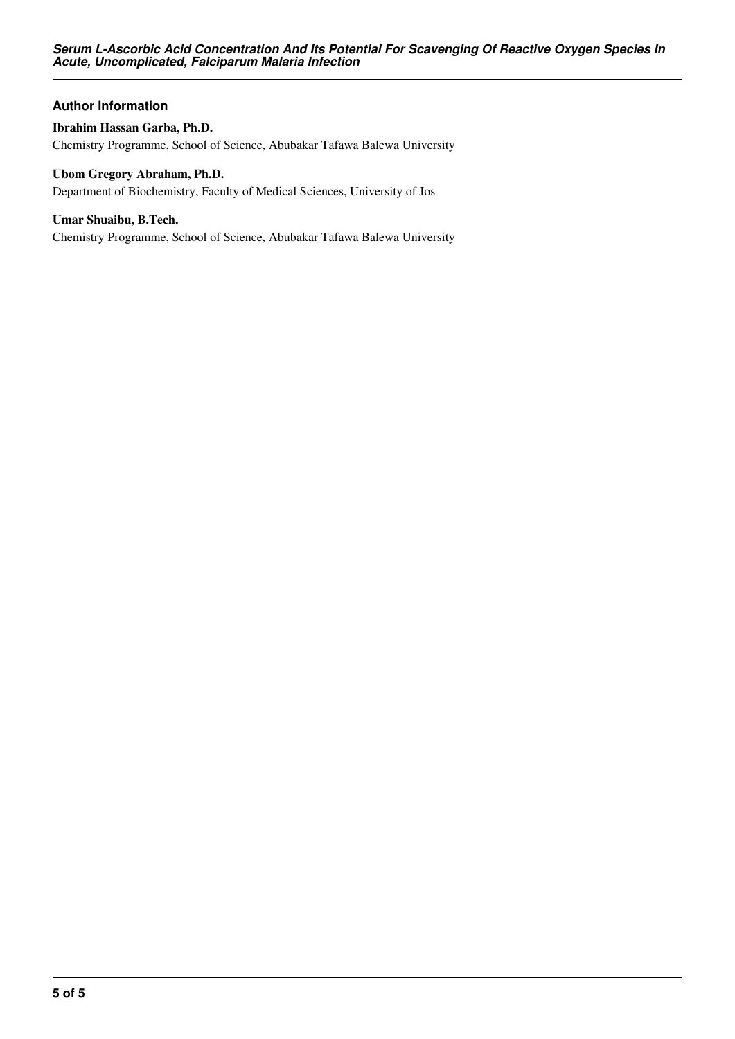### Author Information

**Ibrahim Hassan Garba, Ph.D.**
Chemistry Programme, School of Science, Abubakar Tafawa Balewa University

**Ubom Gregory Abraham, Ph.D.**
Department of Biochemistry, Faculty of Medical Sciences, University of Jos

**Umar Shuaibu, B.Tech.**
Chemistry Programme, School of Science, Abubakar Tafawa Balewa University